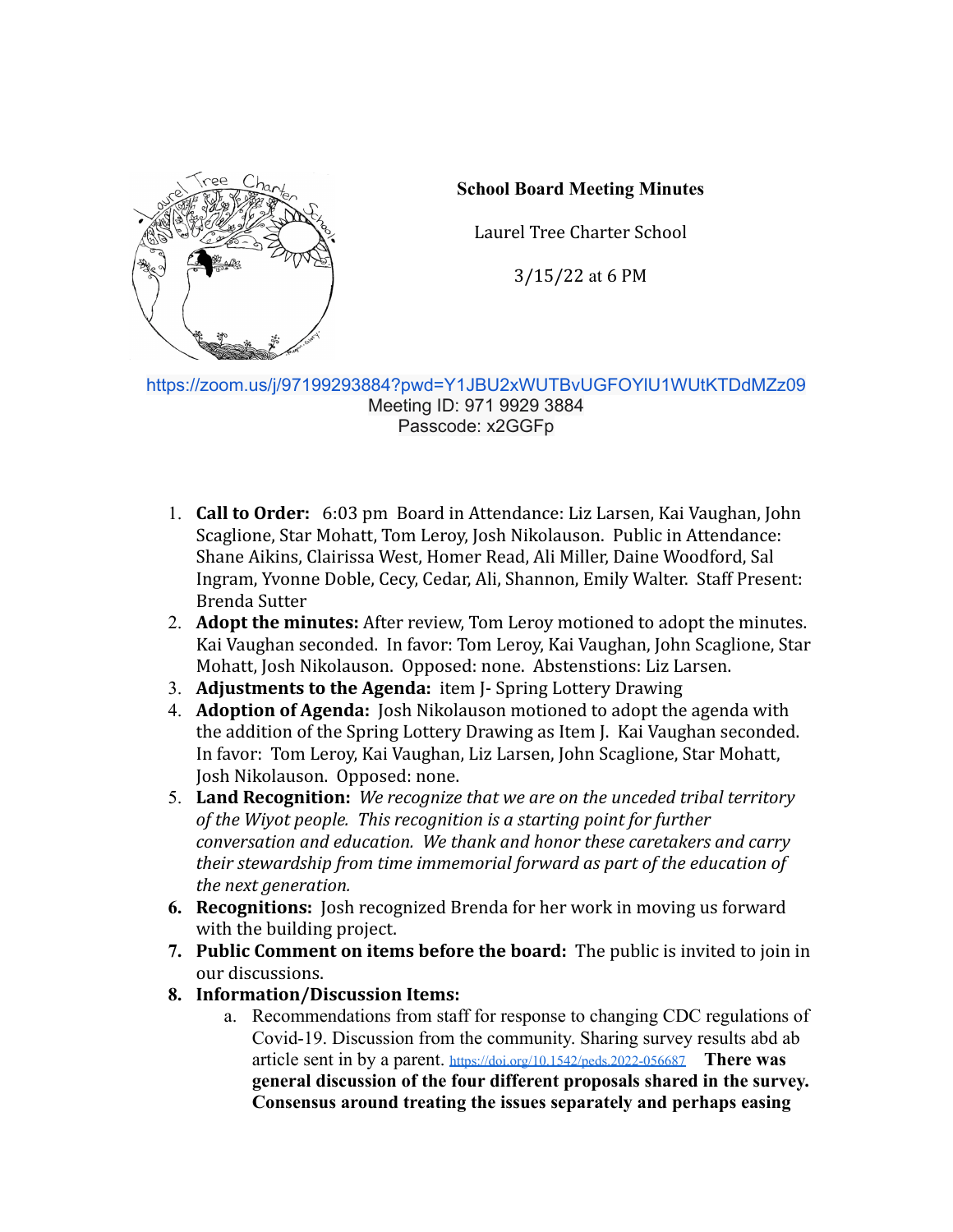**School Board Meeting Minutes**

Laurel Tree Charter School

3/15/22 at 6 PM

https://zoom.us/j/97199293884?pwd=Y1JBU2xWUTBvUGFOYlU1WUtKTDdMZz09
Meeting ID: 971 9929 3884
Passcode: x2GGFp

1. **Call to Order:** 6:03 pm Board in Attendance: Liz Larsen, Kai Vaughan, John Scaglione, Star Mohatt, Tom Leroy, Josh Nikolauson. Public in Attendance: Shane Aikins, Clairissa West, Homer Read, Ali Miller, Daine Woodford, Sal Ingram, Yvonne Doble, Cecy, Cedar, Ali, Shannon, Emily Walter. Staff Present: Brenda Sutter
2. **Adopt the minutes:** After review, Tom Leroy motioned to adopt the minutes. Kai Vaughan seconded. In favor: Tom Leroy, Kai Vaughan, John Scaglione, Star Mohatt, Josh Nikolauson. Opposed: none. Abstentions: Liz Larsen.
3. **Adjustments to the Agenda:** item J- Spring Lottery Drawing
4. **Adoption of Agenda:** Josh Nikolauson motioned to adopt the agenda with the addition of the Spring Lottery Drawing as Item J. Kai Vaughan seconded. In favor: Tom Leroy, Kai Vaughan, Liz Larsen, John Scaglione, Star Mohatt, Josh Nikolauson. Opposed: none.
5. **Land Recognition:** *We recognize that we are on the unceded tribal territory of the Wiyot people. This recognition is a starting point for further conversation and education. We thank and honor these caretakers and carry their stewardship from time immemorial forward as part of the education of the next generation.*
6. **Recognitions:** Josh recognized Brenda for her work in moving us forward with the building project.
7. **Public Comment on items before the board:** The public is invited to join in our discussions.
8. **Information/Discussion Items:**
   a. Recommendations from staff for response to changing CDC regulations of Covid-19. Discussion from the community. Sharing survey results abd ab article sent in by a parent. https://doi.org/10.1542/peds.2022-056687 **There was general discussion of the four different proposals shared in the survey. Consensus around treating the issues separately and perhaps easing**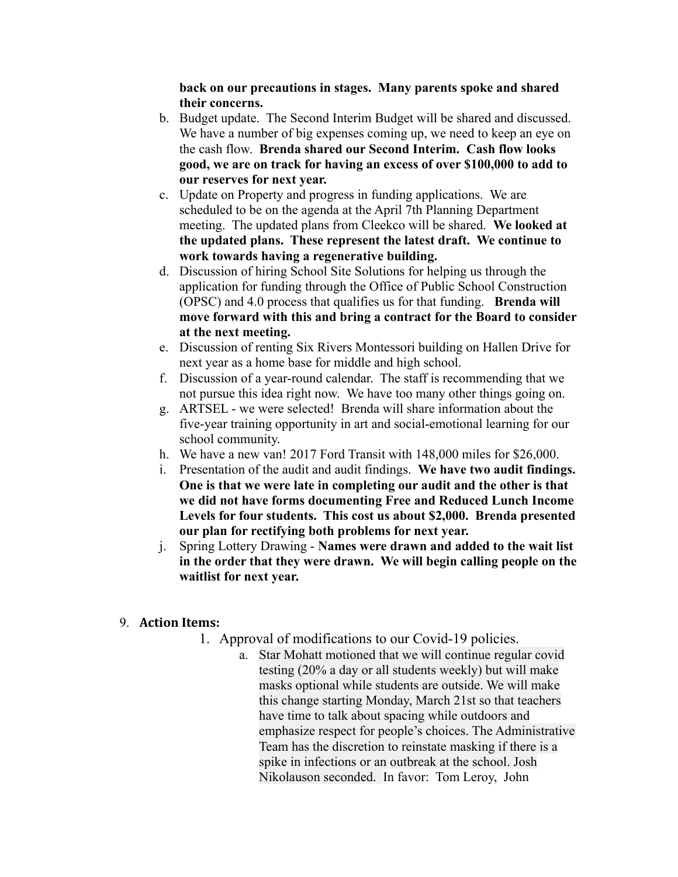**back on our precautions in stages. Many parents spoke and shared their concerns.**

b. Budget update. The Second Interim Budget will be shared and discussed. We have a number of big expenses coming up, we need to keep an eye on the cash flow. **Brenda shared our Second Interim. Cash flow looks good, we are on track for having an excess of over $100,000 to add to our reserves for next year.**
c. Update on Property and progress in funding applications. We are scheduled to be on the agenda at the April 7th Planning Department meeting. The updated plans from Cleekco will be shared. **We looked at the updated plans. These represent the latest draft. We continue to work towards having a regenerative building.**
d. Discussion of hiring School Site Solutions for helping us through the application for funding through the Office of Public School Construction (OPSC) and 4.0 process that qualifies us for that funding. **Brenda will move forward with this and bring a contract for the Board to consider at the next meeting.**
e. Discussion of renting Six Rivers Montessori building on Hallen Drive for next year as a home base for middle and high school.
f. Discussion of a year-round calendar. The staff is recommending that we not pursue this idea right now. We have too many other things going on.
g. ARTSEL - we were selected! Brenda will share information about the five-year training opportunity in art and social-emotional learning for our school community.
h. We have a new van! 2017 Ford Transit with 148,000 miles for $26,000.
i. Presentation of the audit and audit findings. **We have two audit findings. One is that we were late in completing our audit and the other is that we did not have forms documenting Free and Reduced Lunch Income Levels for four students. This cost us about $2,000. Brenda presented our plan for rectifying both problems for next year.**
j. Spring Lottery Drawing - **Names were drawn and added to the wait list in the order that they were drawn. We will begin calling people on the waitlist for next year.**

9. **Action Items:**
    1. Approval of modifications to our Covid-19 policies.
        a. Star Mohatt motioned that we will continue regular covid testing (20% a day or all students weekly) but will make masks optional while students are outside. We will make this change starting Monday, March 21st so that teachers have time to talk about spacing while outdoors and emphasize respect for people's choices. The Administrative Team has the discretion to reinstate masking if there is a spike in infections or an outbreak at the school. Josh Nikolauson seconded. In favor: Tom Leroy, John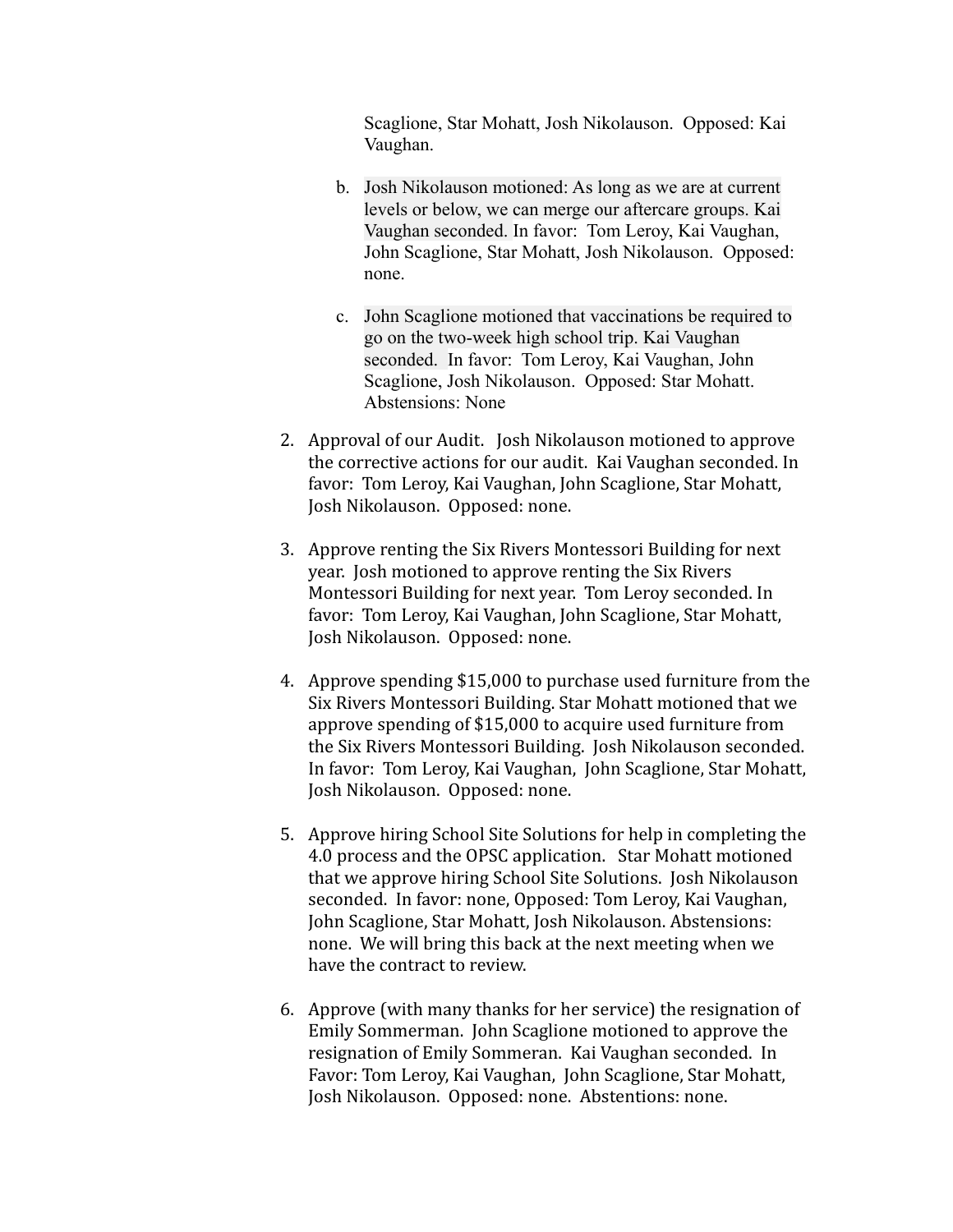Scaglione, Star Mohatt, Josh Nikolauson. Opposed: Kai Vaughan.

   b. Josh Nikolauson motioned: As long as we are at current levels or below, we can merge our aftercare groups. Kai Vaughan seconded. In favor: Tom Leroy, Kai Vaughan, John Scaglione, Star Mohatt, Josh Nikolauson. Opposed: none.

   c. John Scaglione motioned that vaccinations be required to go on the two-week high school trip. Kai Vaughan seconded. In favor: Tom Leroy, Kai Vaughan, John Scaglione, Josh Nikolauson. Opposed: Star Mohatt. Abstensions: None

2. Approval of our Audit. Josh Nikolauson motioned to approve the corrective actions for our audit. Kai Vaughan seconded. In favor: Tom Leroy, Kai Vaughan, John Scaglione, Star Mohatt, Josh Nikolauson. Opposed: none.

3. Approve renting the Six Rivers Montessori Building for next year. Josh motioned to approve renting the Six Rivers Montessori Building for next year. Tom Leroy seconded. In favor: Tom Leroy, Kai Vaughan, John Scaglione, Star Mohatt, Josh Nikolauson. Opposed: none.

4. Approve spending $15,000 to purchase used furniture from the Six Rivers Montessori Building. Star Mohatt motioned that we approve spending of $15,000 to acquire used furniture from the Six Rivers Montessori Building. Josh Nikolauson seconded. In favor: Tom Leroy, Kai Vaughan, John Scaglione, Star Mohatt, Josh Nikolauson. Opposed: none.

5. Approve hiring School Site Solutions for help in completing the 4.0 process and the OPSC application. Star Mohatt motioned that we approve hiring School Site Solutions. Josh Nikolauson seconded. In favor: none, Opposed: Tom Leroy, Kai Vaughan, John Scaglione, Star Mohatt, Josh Nikolauson. Abstensions: none. We will bring this back at the next meeting when we have the contract to review.

6. Approve (with many thanks for her service) the resignation of Emily Sommerman. John Scaglione motioned to approve the resignation of Emily Sommeran. Kai Vaughan seconded. In Favor: Tom Leroy, Kai Vaughan, John Scaglione, Star Mohatt, Josh Nikolauson. Opposed: none. Abstentions: none.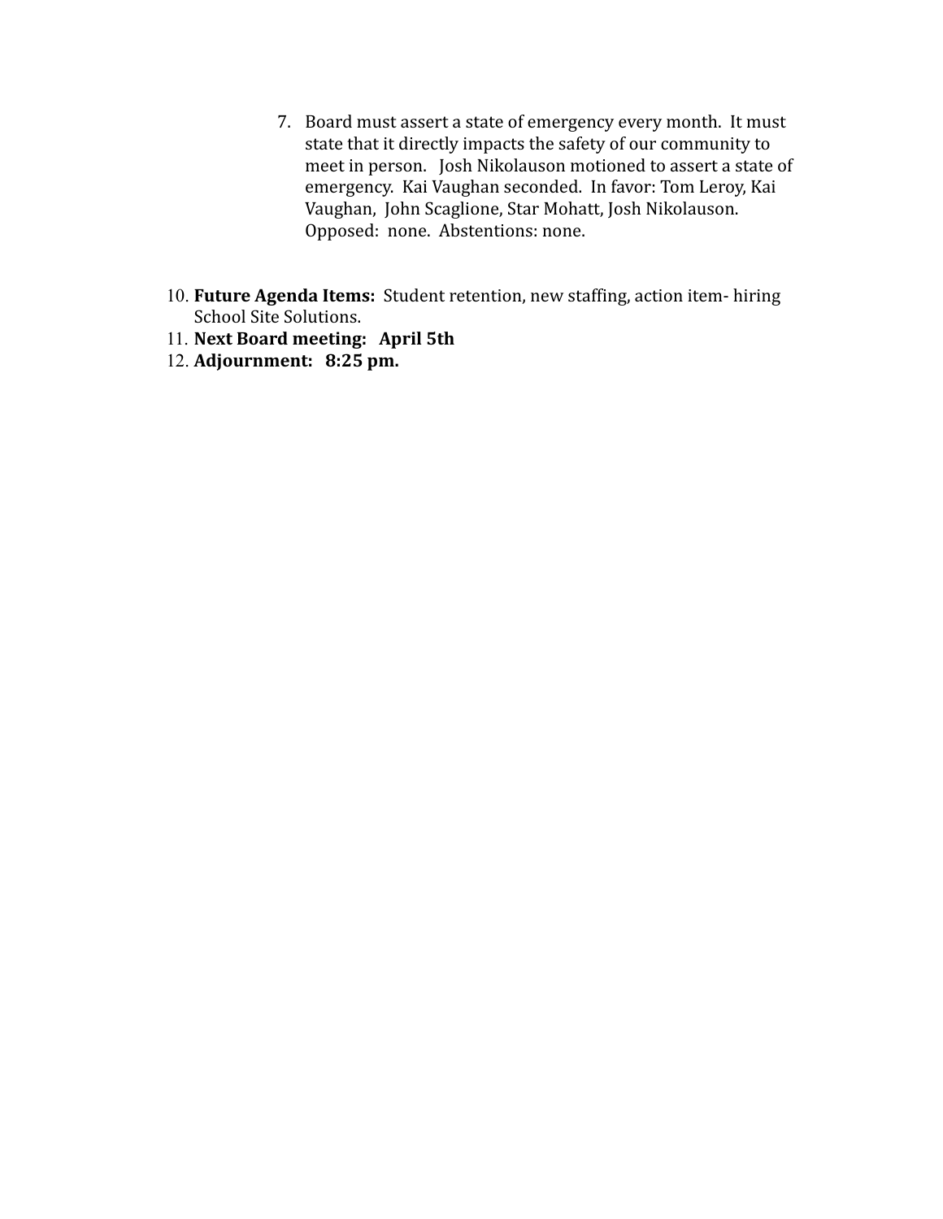7. Board must assert a state of emergency every month. It must state that it directly impacts the safety of our community to meet in person. Josh Nikolauson motioned to assert a state of emergency. Kai Vaughan seconded. In favor: Tom Leroy, Kai Vaughan, John Scaglione, Star Mohatt, Josh Nikolauson. Opposed: none. Abstentions: none.

10. **Future Agenda Items:** Student retention, new staffing, action item- hiring School Site Solutions.
11. **Next Board meeting: April 5th**
12. **Adjournment: 8:25 pm.**